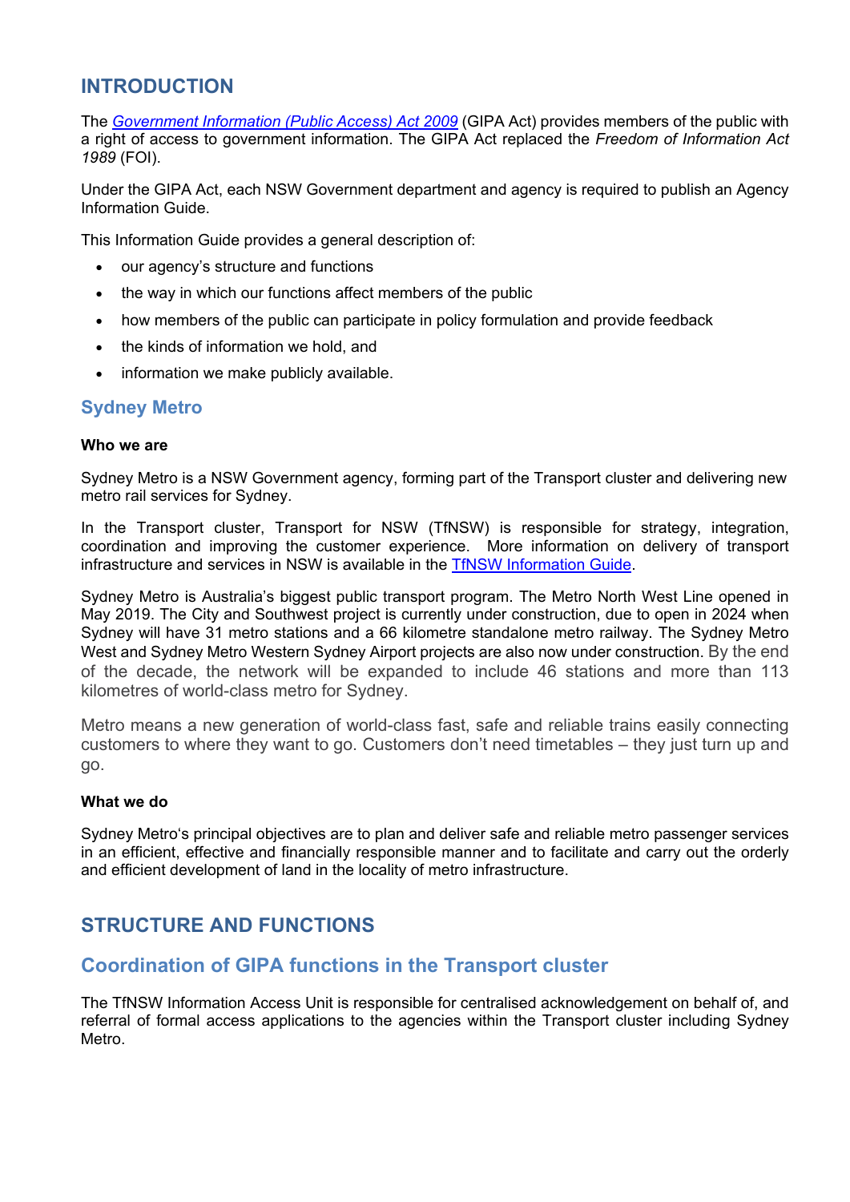# INTRODUCTION

The *Government Information (Public Access) Act 2009* (GIPA Act) provides members of the public with a right of access to government information. The GIPA Act replaced the *Freedom of Information Act 1989* (FOI).

Under the GIPA Act, each NSW Government department and agency is required to publish an Agency Information Guide.

This Information Guide provides a general description of:

- our agency's structure and functions
- the way in which our functions affect members of the public
- how members of the public can participate in policy formulation and provide feedback
- the kinds of information we hold, and
- information we make publicly available.

## Sydney Metro

**Who we are**

Sydney Metro is a NSW Government agency, forming part of the Transport cluster and delivering new metro rail services for Sydney.

In the Transport cluster, Transport for NSW (TfNSW) is responsible for strategy, integration, coordination and improving the customer experience. More information on delivery of transport infrastructure and services in NSW is available in the TfNSW Information Guide.

Sydney Metro is Australia's biggest public transport program. The Metro North West Line opened in May 2019. The City and Southwest project is currently under construction, due to open in 2024 when Sydney will have 31 metro stations and a 66 kilometre standalone metro railway. The Sydney Metro West and Sydney Metro Western Sydney Airport projects are also now under construction. By the end of the decade, the network will be expanded to include 46 stations and more than 113 kilometres of world-class metro for Sydney.

Metro means a new generation of world-class fast, safe and reliable trains easily connecting customers to where they want to go. Customers don't need timetables – they just turn up and go.

**What we do**

Sydney Metro's principal objectives are to plan and deliver safe and reliable metro passenger services in an efficient, effective and financially responsible manner and to facilitate and carry out the orderly and efficient development of land in the locality of metro infrastructure.

# STRUCTURE AND FUNCTIONS

## Coordination of GIPA functions in the Transport cluster

The TfNSW Information Access Unit is responsible for centralised acknowledgement on behalf of, and referral of formal access applications to the agencies within the Transport cluster including Sydney Metro.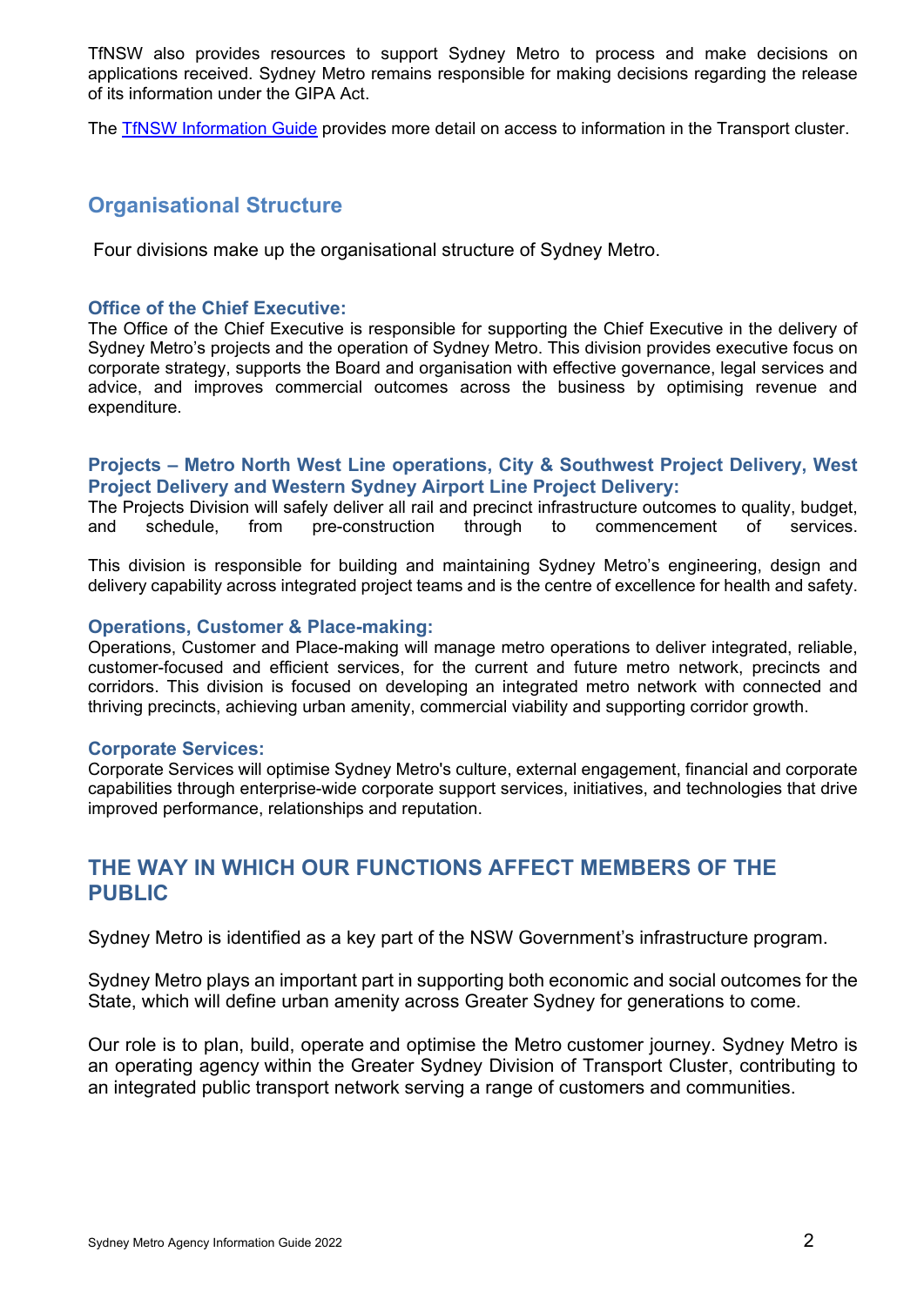TfNSW also provides resources to support Sydney Metro to process and make decisions on applications received. Sydney Metro remains responsible for making decisions regarding the release of its information under the GIPA Act.

The [TfNSW Information Guide](#) provides more detail on access to information in the Transport cluster.

## Organisational Structure

Four divisions make up the organisational structure of Sydney Metro.

### Office of the Chief Executive:

The Office of the Chief Executive is responsible for supporting the Chief Executive in the delivery of Sydney Metro's projects and the operation of Sydney Metro. This division provides executive focus on corporate strategy, supports the Board and organisation with effective governance, legal services and advice, and improves commercial outcomes across the business by optimising revenue and expenditure.

### Projects – Metro North West Line operations, City & Southwest Project Delivery, West Project Delivery and Western Sydney Airport Line Project Delivery:

The Projects Division will safely deliver all rail and precinct infrastructure outcomes to quality, budget, and schedule, from pre-construction through to commencement of services.

This division is responsible for building and maintaining Sydney Metro's engineering, design and delivery capability across integrated project teams and is the centre of excellence for health and safety.

### Operations, Customer & Place-making:

Operations, Customer and Place-making will manage metro operations to deliver integrated, reliable, customer-focused and efficient services, for the current and future metro network, precincts and corridors. This division is focused on developing an integrated metro network with connected and thriving precincts, achieving urban amenity, commercial viability and supporting corridor growth.

### Corporate Services:

Corporate Services will optimise Sydney Metro's culture, external engagement, financial and corporate capabilities through enterprise-wide corporate support services, initiatives, and technologies that drive improved performance, relationships and reputation.

## THE WAY IN WHICH OUR FUNCTIONS AFFECT MEMBERS OF THE PUBLIC

Sydney Metro is identified as a key part of the NSW Government's infrastructure program.

Sydney Metro plays an important part in supporting both economic and social outcomes for the State, which will define urban amenity across Greater Sydney for generations to come.

Our role is to plan, build, operate and optimise the Metro customer journey. Sydney Metro is an operating agency within the Greater Sydney Division of Transport Cluster, contributing to an integrated public transport network serving a range of customers and communities.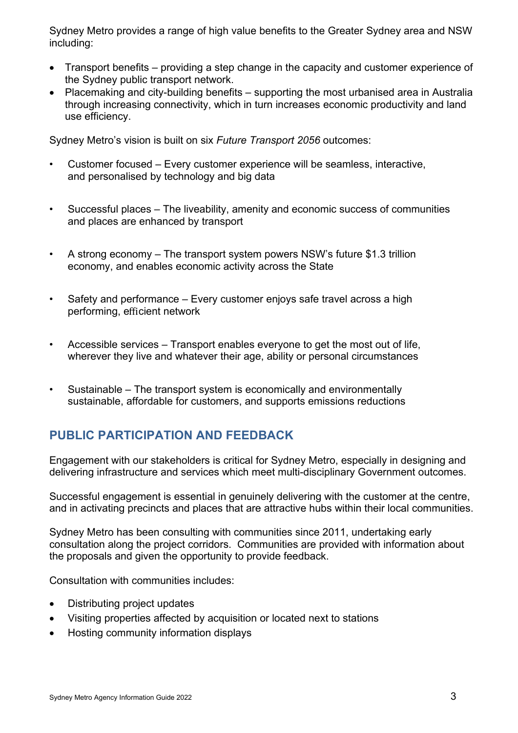Sydney Metro provides a range of high value benefits to the Greater Sydney area and NSW including:

- Transport benefits – providing a step change in the capacity and customer experience of the Sydney public transport network.
- Placemaking and city-building benefits – supporting the most urbanised area in Australia through increasing connectivity, which in turn increases economic productivity and land use efficiency.

Sydney Metro's vision is built on six *Future Transport 2056* outcomes:

- Customer focused – Every customer experience will be seamless, interactive, and personalised by technology and big data
- Successful places – The liveability, amenity and economic success of communities and places are enhanced by transport
- A strong economy – The transport system powers NSW's future $1.3 trillion economy, and enables economic activity across the State
- Safety and performance – Every customer enjoys safe travel across a high performing, efficient network
- Accessible services – Transport enables everyone to get the most out of life, wherever they live and whatever their age, ability or personal circumstances
- Sustainable – The transport system is economically and environmentally sustainable, affordable for customers, and supports emissions reductions

## PUBLIC PARTICIPATION AND FEEDBACK

Engagement with our stakeholders is critical for Sydney Metro, especially in designing and delivering infrastructure and services which meet multi-disciplinary Government outcomes.

Successful engagement is essential in genuinely delivering with the customer at the centre, and in activating precincts and places that are attractive hubs within their local communities.

Sydney Metro has been consulting with communities since 2011, undertaking early consultation along the project corridors. Communities are provided with information about the proposals and given the opportunity to provide feedback.

Consultation with communities includes:

- Distributing project updates
- Visiting properties affected by acquisition or located next to stations
- Hosting community information displays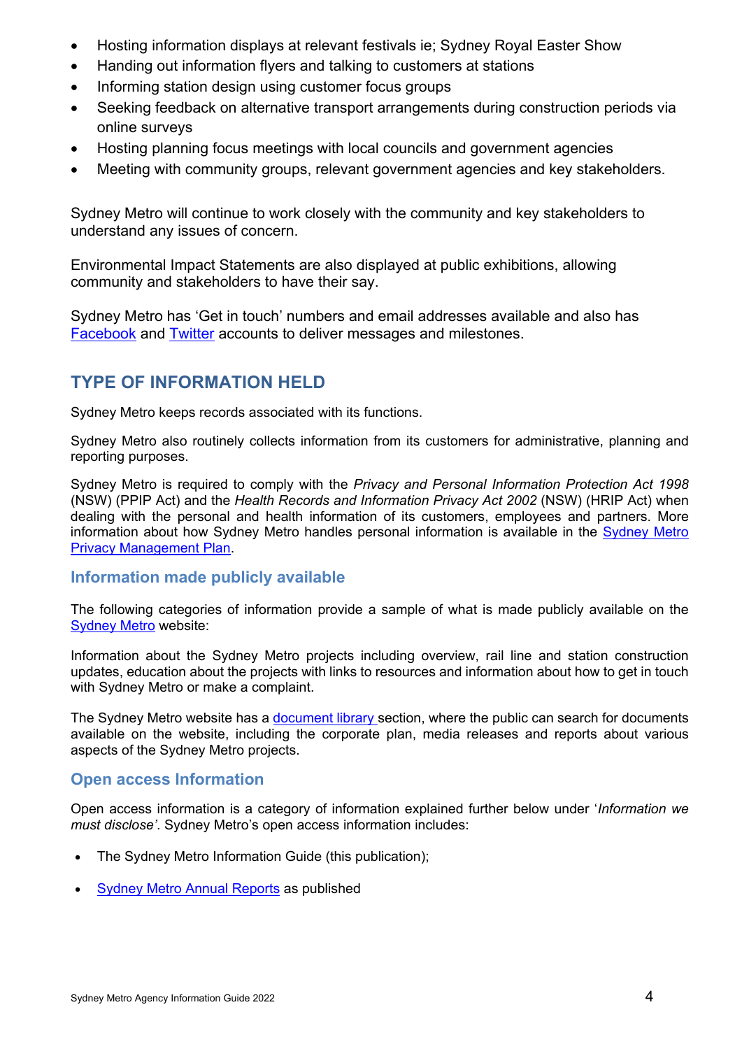- Hosting information displays at relevant festivals ie; Sydney Royal Easter Show
- Handing out information flyers and talking to customers at stations
- Informing station design using customer focus groups
- Seeking feedback on alternative transport arrangements during construction periods via online surveys
- Hosting planning focus meetings with local councils and government agencies
- Meeting with community groups, relevant government agencies and key stakeholders.

Sydney Metro will continue to work closely with the community and key stakeholders to understand any issues of concern.

Environmental Impact Statements are also displayed at public exhibitions, allowing community and stakeholders to have their say.

Sydney Metro has 'Get in touch' numbers and email addresses available and also has Facebook and Twitter accounts to deliver messages and milestones.

## TYPE OF INFORMATION HELD

Sydney Metro keeps records associated with its functions.

Sydney Metro also routinely collects information from its customers for administrative, planning and reporting purposes.

Sydney Metro is required to comply with the *Privacy and Personal Information Protection Act 1998* (NSW) (PPIP Act) and the *Health Records and Information Privacy Act 2002* (NSW) (HRIP Act) when dealing with the personal and health information of its customers, employees and partners. More information about how Sydney Metro handles personal information is available in the Sydney Metro Privacy Management Plan.

### Information made publicly available

The following categories of information provide a sample of what is made publicly available on the Sydney Metro website:

Information about the Sydney Metro projects including overview, rail line and station construction updates, education about the projects with links to resources and information about how to get in touch with Sydney Metro or make a complaint.

The Sydney Metro website has a document library section, where the public can search for documents available on the website, including the corporate plan, media releases and reports about various aspects of the Sydney Metro projects.

### Open access Information

Open access information is a category of information explained further below under '*Information we must disclose*'. Sydney Metro's open access information includes:

- The Sydney Metro Information Guide (this publication);
- Sydney Metro Annual Reports as published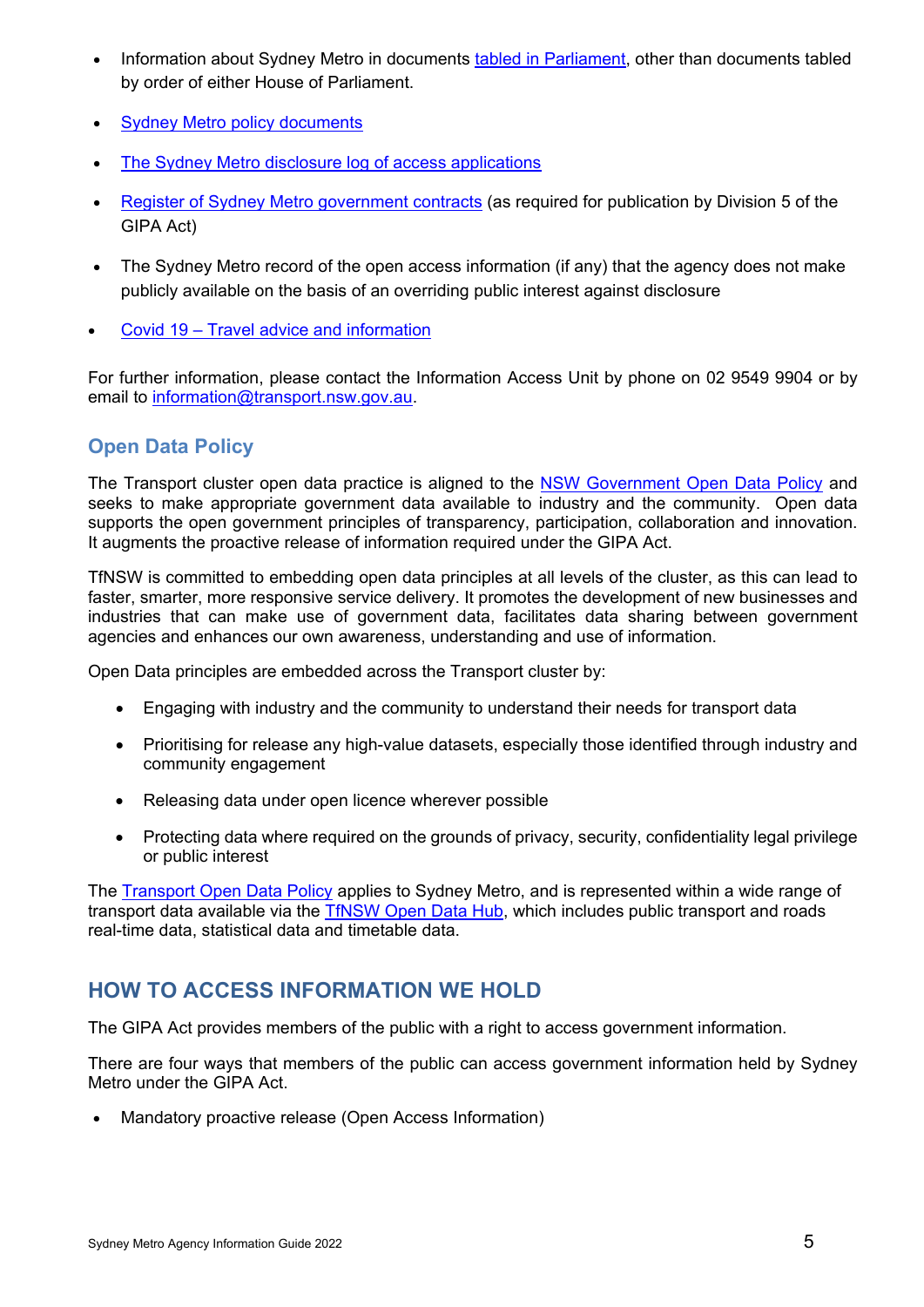- Information about Sydney Metro in documents [tabled in Parliament](), other than documents tabled by order of either House of Parliament.
- [Sydney Metro policy documents]()
- [The Sydney Metro disclosure log of access applications]()
- [Register of Sydney Metro government contracts]() (as required for publication by Division 5 of the GIPA Act)
- The Sydney Metro record of the open access information (if any) that the agency does not make publicly available on the basis of an overriding public interest against disclosure
- [Covid 19 – Travel advice and information]()

For further information, please contact the Information Access Unit by phone on 02 9549 9904 or by email to [information@transport.nsw.gov.au]().

## Open Data Policy

The Transport cluster open data practice is aligned to the [NSW Government Open Data Policy]() and seeks to make appropriate government data available to industry and the community. Open data supports the open government principles of transparency, participation, collaboration and innovation. It augments the proactive release of information required under the GIPA Act.

TfNSW is committed to embedding open data principles at all levels of the cluster, as this can lead to faster, smarter, more responsive service delivery. It promotes the development of new businesses and industries that can make use of government data, facilitates data sharing between government agencies and enhances our own awareness, understanding and use of information.

Open Data principles are embedded across the Transport cluster by:

- Engaging with industry and the community to understand their needs for transport data
- Prioritising for release any high-value datasets, especially those identified through industry and community engagement
- Releasing data under open licence wherever possible
- Protecting data where required on the grounds of privacy, security, confidentiality legal privilege or public interest

The [Transport Open Data Policy]() applies to Sydney Metro, and is represented within a wide range of transport data available via the [TfNSW Open Data Hub](), which includes public transport and roads real-time data, statistical data and timetable data.

# HOW TO ACCESS INFORMATION WE HOLD

The GIPA Act provides members of the public with a right to access government information.

There are four ways that members of the public can access government information held by Sydney Metro under the GIPA Act.

- Mandatory proactive release (Open Access Information)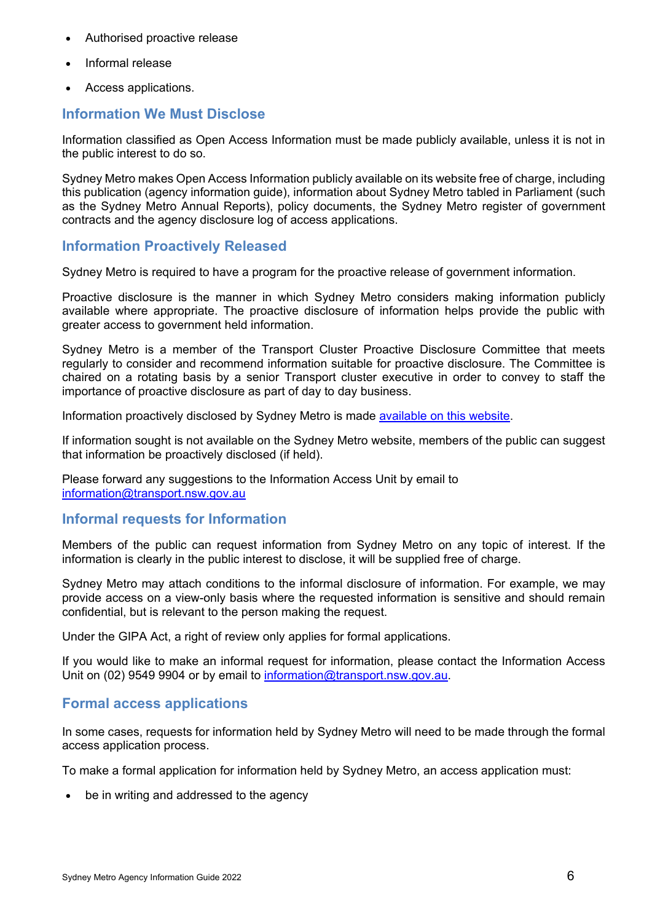- Authorised proactive release
- Informal release
- Access applications.

## Information We Must Disclose

Information classified as Open Access Information must be made publicly available, unless it is not in the public interest to do so.

Sydney Metro makes Open Access Information publicly available on its website free of charge, including this publication (agency information guide), information about Sydney Metro tabled in Parliament (such as the Sydney Metro Annual Reports), policy documents, the Sydney Metro register of government contracts and the agency disclosure log of access applications.

## Information Proactively Released

Sydney Metro is required to have a program for the proactive release of government information.

Proactive disclosure is the manner in which Sydney Metro considers making information publicly available where appropriate. The proactive disclosure of information helps provide the public with greater access to government held information.

Sydney Metro is a member of the Transport Cluster Proactive Disclosure Committee that meets regularly to consider and recommend information suitable for proactive disclosure. The Committee is chaired on a rotating basis by a senior Transport cluster executive in order to convey to staff the importance of proactive disclosure as part of day to day business.

Information proactively disclosed by Sydney Metro is made available on this website.

If information sought is not available on the Sydney Metro website, members of the public can suggest that information be proactively disclosed (if held).

Please forward any suggestions to the Information Access Unit by email to information@transport.nsw.gov.au

## Informal requests for Information

Members of the public can request information from Sydney Metro on any topic of interest. If the information is clearly in the public interest to disclose, it will be supplied free of charge.

Sydney Metro may attach conditions to the informal disclosure of information. For example, we may provide access on a view-only basis where the requested information is sensitive and should remain confidential, but is relevant to the person making the request.

Under the GIPA Act, a right of review only applies for formal applications.

If you would like to make an informal request for information, please contact the Information Access Unit on (02) 9549 9904 or by email to information@transport.nsw.gov.au.

## Formal access applications

In some cases, requests for information held by Sydney Metro will need to be made through the formal access application process.

To make a formal application for information held by Sydney Metro, an access application must:

- be in writing and addressed to the agency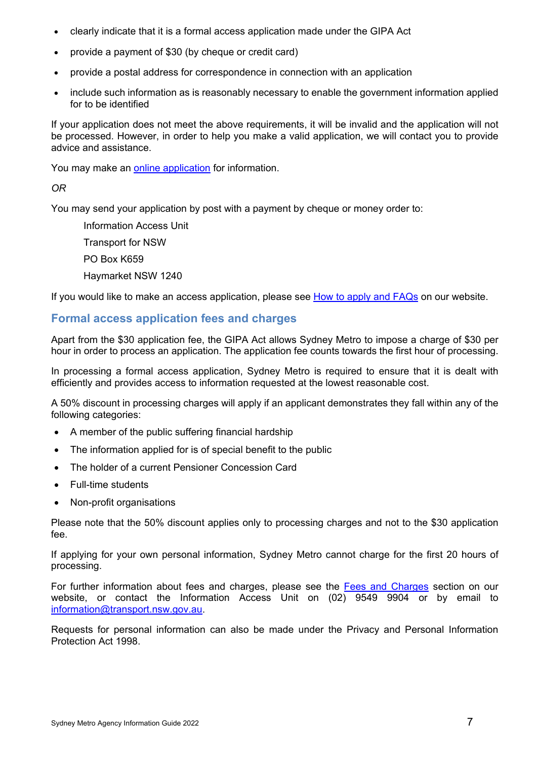- clearly indicate that it is a formal access application made under the GIPA Act
- provide a payment of $30 (by cheque or credit card)
- provide a postal address for correspondence in connection with an application
- include such information as is reasonably necessary to enable the government information applied for to be identified

If your application does not meet the above requirements, it will be invalid and the application will not be processed. However, in order to help you make a valid application, we will contact you to provide advice and assistance.

You may make an [online application](#) for information.

*OR*

You may send your application by post with a payment by cheque or money order to:

> Information Access Unit
> Transport for NSW
> PO Box K659
> Haymarket NSW 1240

If you would like to make an access application, please see [How to apply and FAQs](#) on our website.

## Formal access application fees and charges

Apart from the $30 application fee, the GIPA Act allows Sydney Metro to impose a charge of $30 per hour in order to process an application. The application fee counts towards the first hour of processing.

In processing a formal access application, Sydney Metro is required to ensure that it is dealt with efficiently and provides access to information requested at the lowest reasonable cost.

A 50% discount in processing charges will apply if an applicant demonstrates they fall within any of the following categories:

- A member of the public suffering financial hardship
- The information applied for is of special benefit to the public
- The holder of a current Pensioner Concession Card
- Full-time students
- Non-profit organisations

Please note that the 50% discount applies only to processing charges and not to the $30 application fee.

If applying for your own personal information, Sydney Metro cannot charge for the first 20 hours of processing.

For further information about fees and charges, please see the [Fees and Charges](#) section on our website, or contact the Information Access Unit on (02) 9549 9904 or by email to [information@transport.nsw.gov.au](mailto:information@transport.nsw.gov.au).

Requests for personal information can also be made under the Privacy and Personal Information Protection Act 1998.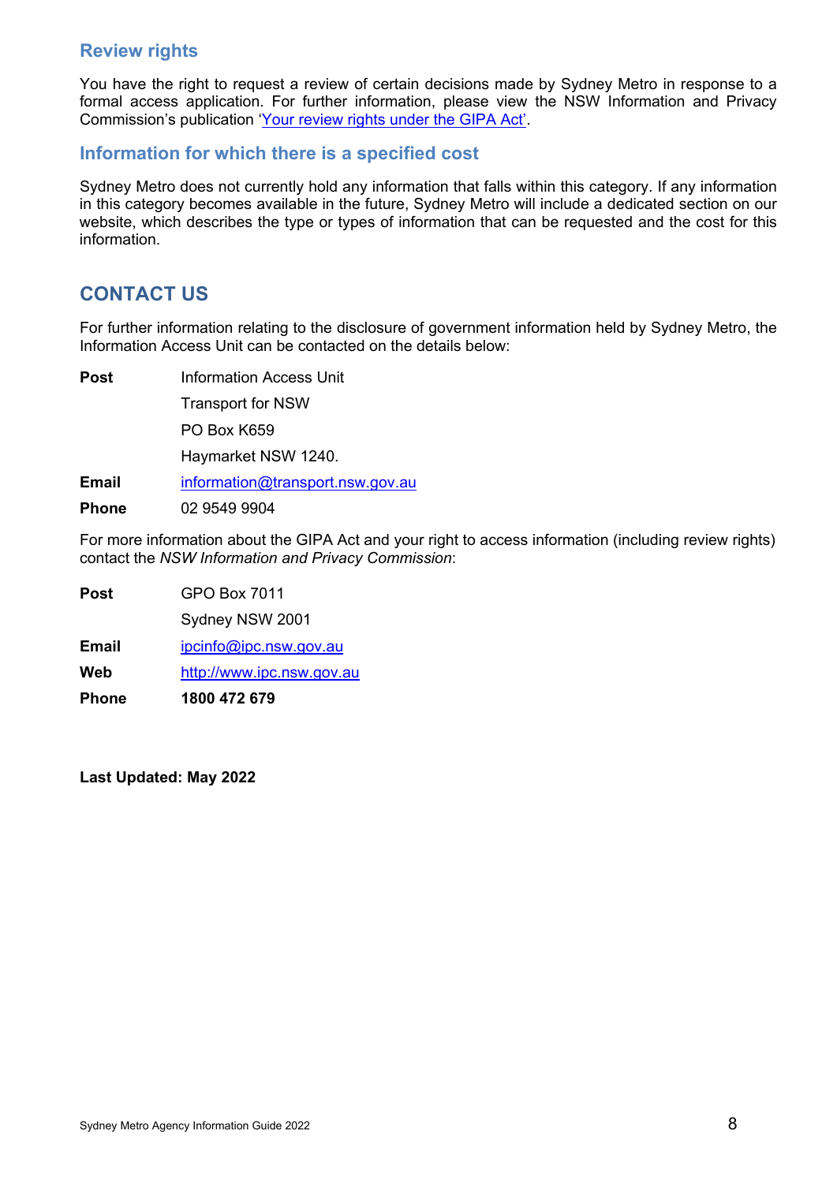### Review rights

You have the right to request a review of certain decisions made by Sydney Metro in response to a formal access application. For further information, please view the NSW Information and Privacy Commission's publication 'Your review rights under the GIPA Act'.

### Information for which there is a specified cost

Sydney Metro does not currently hold any information that falls within this category. If any information in this category becomes available in the future, Sydney Metro will include a dedicated section on our website, which describes the type or types of information that can be requested and the cost for this information.

## CONTACT US

For further information relating to the disclosure of government information held by Sydney Metro, the Information Access Unit can be contacted on the details below:

| | |
|---|---|
| **Post** | Information Access Unit |
| | Transport for NSW |
| | PO Box K659 |
| | Haymarket NSW 1240. |
| **Email** | information@transport.nsw.gov.au |
| **Phone** | 02 9549 9904 |

For more information about the GIPA Act and your right to access information (including review rights) contact the *NSW Information and Privacy Commission*:

| | |
|---|---|
| **Post** | GPO Box 7011 |
| | Sydney NSW 2001 |
| **Email** | ipcinfo@ipc.nsw.gov.au |
| **Web** | http://www.ipc.nsw.gov.au |
| **Phone** | **1800 472 679** |

**Last Updated: May 2022**